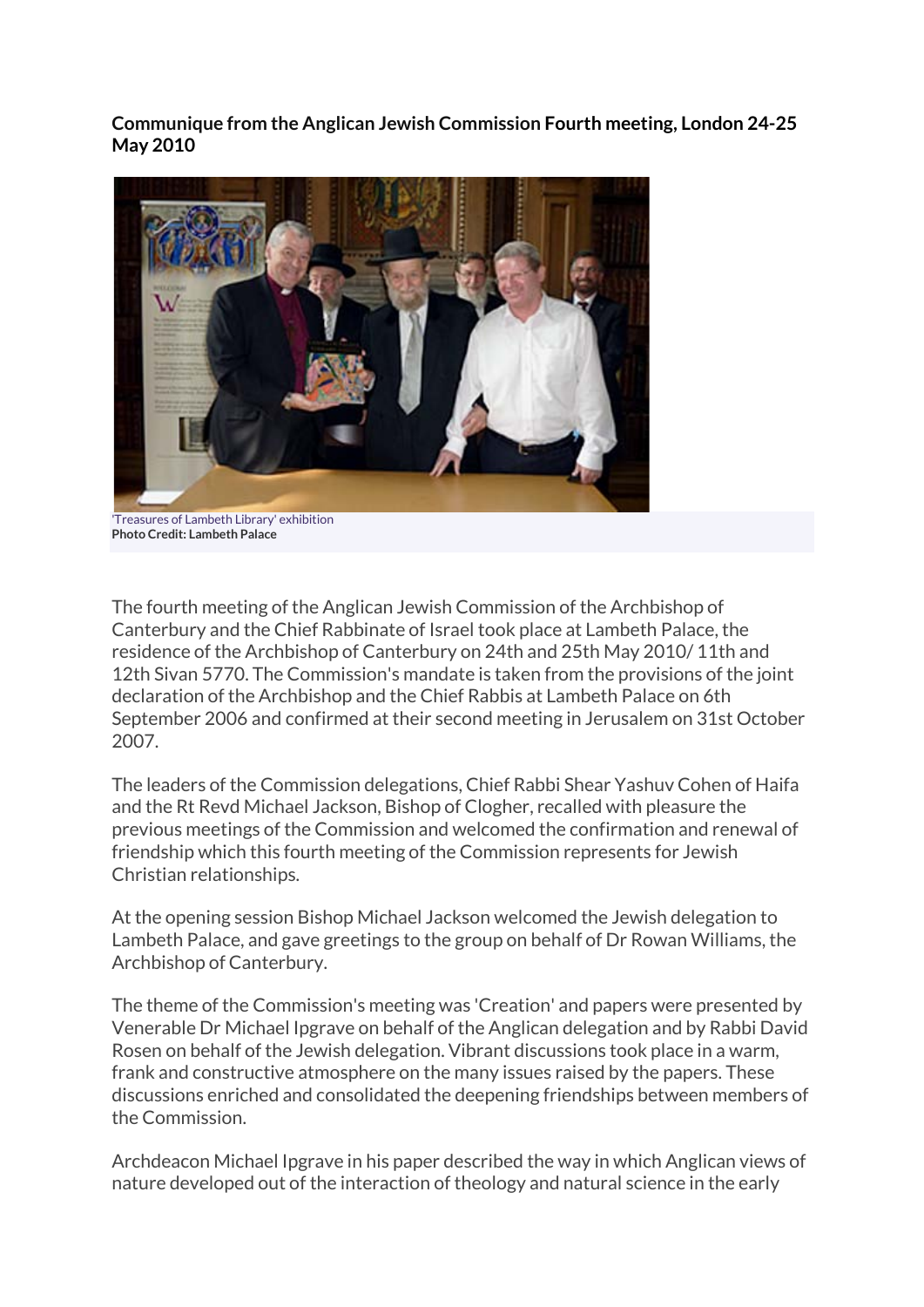**Communique from the Anglican Jewish Commission Fourth meeting, London 24-25 May 2010**

'Treasures of Lambeth Library' exhibition
**Photo Credit: Lambeth Palace**

The fourth meeting of the Anglican Jewish Commission of the Archbishop of Canterbury and the Chief Rabbinate of Israel took place at Lambeth Palace, the residence of the Archbishop of Canterbury on 24th and 25th May 2010/ 11th and 12th Sivan 5770. The Commission's mandate is taken from the provisions of the joint declaration of the Archbishop and the Chief Rabbis at Lambeth Palace on 6th September 2006 and confirmed at their second meeting in Jerusalem on 31st October 2007.

The leaders of the Commission delegations, Chief Rabbi Shear Yashuv Cohen of Haifa and the Rt Revd Michael Jackson, Bishop of Clogher, recalled with pleasure the previous meetings of the Commission and welcomed the confirmation and renewal of friendship which this fourth meeting of the Commission represents for Jewish Christian relationships.

At the opening session Bishop Michael Jackson welcomed the Jewish delegation to Lambeth Palace, and gave greetings to the group on behalf of Dr Rowan Williams, the Archbishop of Canterbury.

The theme of the Commission's meeting was 'Creation' and papers were presented by Venerable Dr Michael Ipgrave on behalf of the Anglican delegation and by Rabbi David Rosen on behalf of the Jewish delegation. Vibrant discussions took place in a warm, frank and constructive atmosphere on the many issues raised by the papers. These discussions enriched and consolidated the deepening friendships between members of the Commission.

Archdeacon Michael Ipgrave in his paper described the way in which Anglican views of nature developed out of the interaction of theology and natural science in the early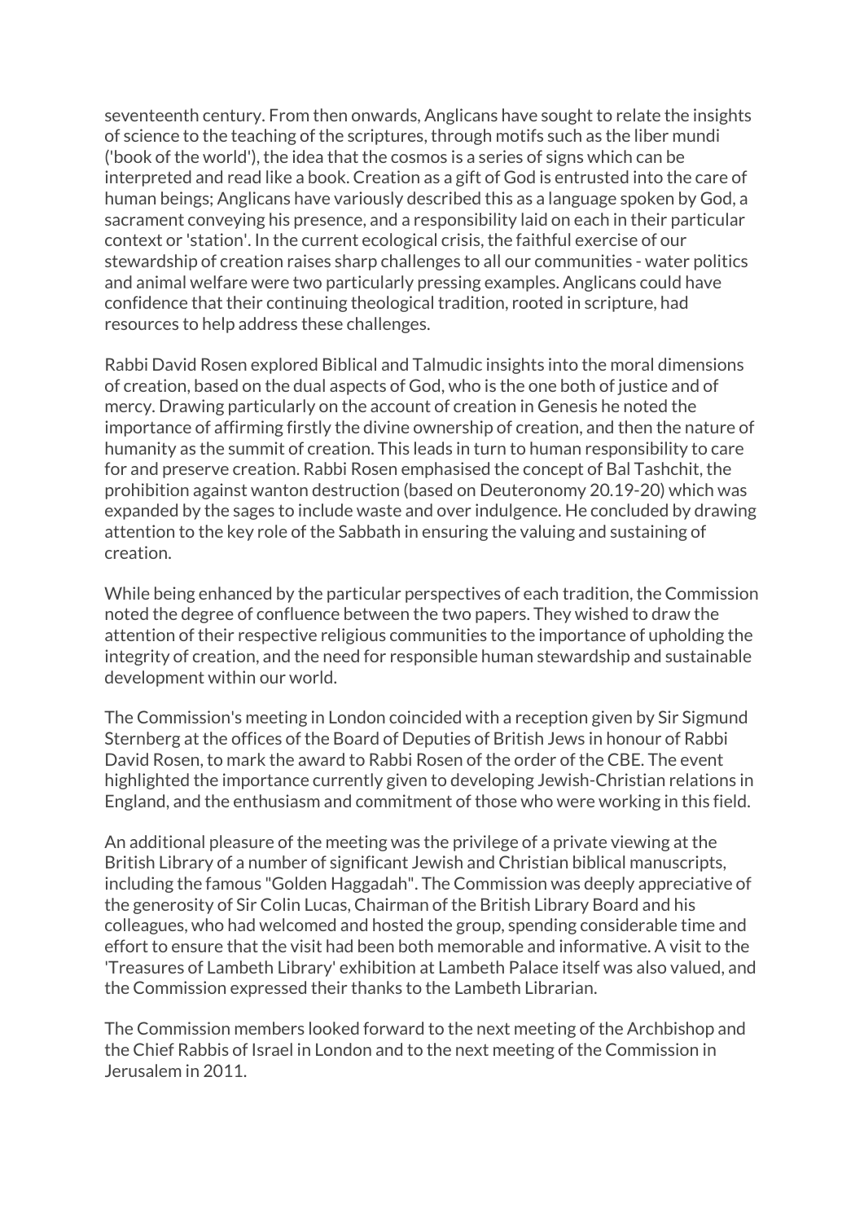seventeenth century. From then onwards, Anglicans have sought to relate the insights of science to the teaching of the scriptures, through motifs such as the liber mundi ('book of the world'), the idea that the cosmos is a series of signs which can be interpreted and read like a book. Creation as a gift of God is entrusted into the care of human beings; Anglicans have variously described this as a language spoken by God, a sacrament conveying his presence, and a responsibility laid on each in their particular context or 'station'. In the current ecological crisis, the faithful exercise of our stewardship of creation raises sharp challenges to all our communities - water politics and animal welfare were two particularly pressing examples. Anglicans could have confidence that their continuing theological tradition, rooted in scripture, had resources to help address these challenges.

Rabbi David Rosen explored Biblical and Talmudic insights into the moral dimensions of creation, based on the dual aspects of God, who is the one both of justice and of mercy. Drawing particularly on the account of creation in Genesis he noted the importance of affirming firstly the divine ownership of creation, and then the nature of humanity as the summit of creation. This leads in turn to human responsibility to care for and preserve creation. Rabbi Rosen emphasised the concept of Bal Tashchit, the prohibition against wanton destruction (based on Deuteronomy 20.19-20) which was expanded by the sages to include waste and over indulgence. He concluded by drawing attention to the key role of the Sabbath in ensuring the valuing and sustaining of creation.

While being enhanced by the particular perspectives of each tradition, the Commission noted the degree of confluence between the two papers. They wished to draw the attention of their respective religious communities to the importance of upholding the integrity of creation, and the need for responsible human stewardship and sustainable development within our world.

The Commission's meeting in London coincided with a reception given by Sir Sigmund Sternberg at the offices of the Board of Deputies of British Jews in honour of Rabbi David Rosen, to mark the award to Rabbi Rosen of the order of the CBE. The event highlighted the importance currently given to developing Jewish-Christian relations in England, and the enthusiasm and commitment of those who were working in this field.

An additional pleasure of the meeting was the privilege of a private viewing at the British Library of a number of significant Jewish and Christian biblical manuscripts, including the famous "Golden Haggadah". The Commission was deeply appreciative of the generosity of Sir Colin Lucas, Chairman of the British Library Board and his colleagues, who had welcomed and hosted the group, spending considerable time and effort to ensure that the visit had been both memorable and informative. A visit to the 'Treasures of Lambeth Library' exhibition at Lambeth Palace itself was also valued, and the Commission expressed their thanks to the Lambeth Librarian.

The Commission members looked forward to the next meeting of the Archbishop and the Chief Rabbis of Israel in London and to the next meeting of the Commission in Jerusalem in 2011.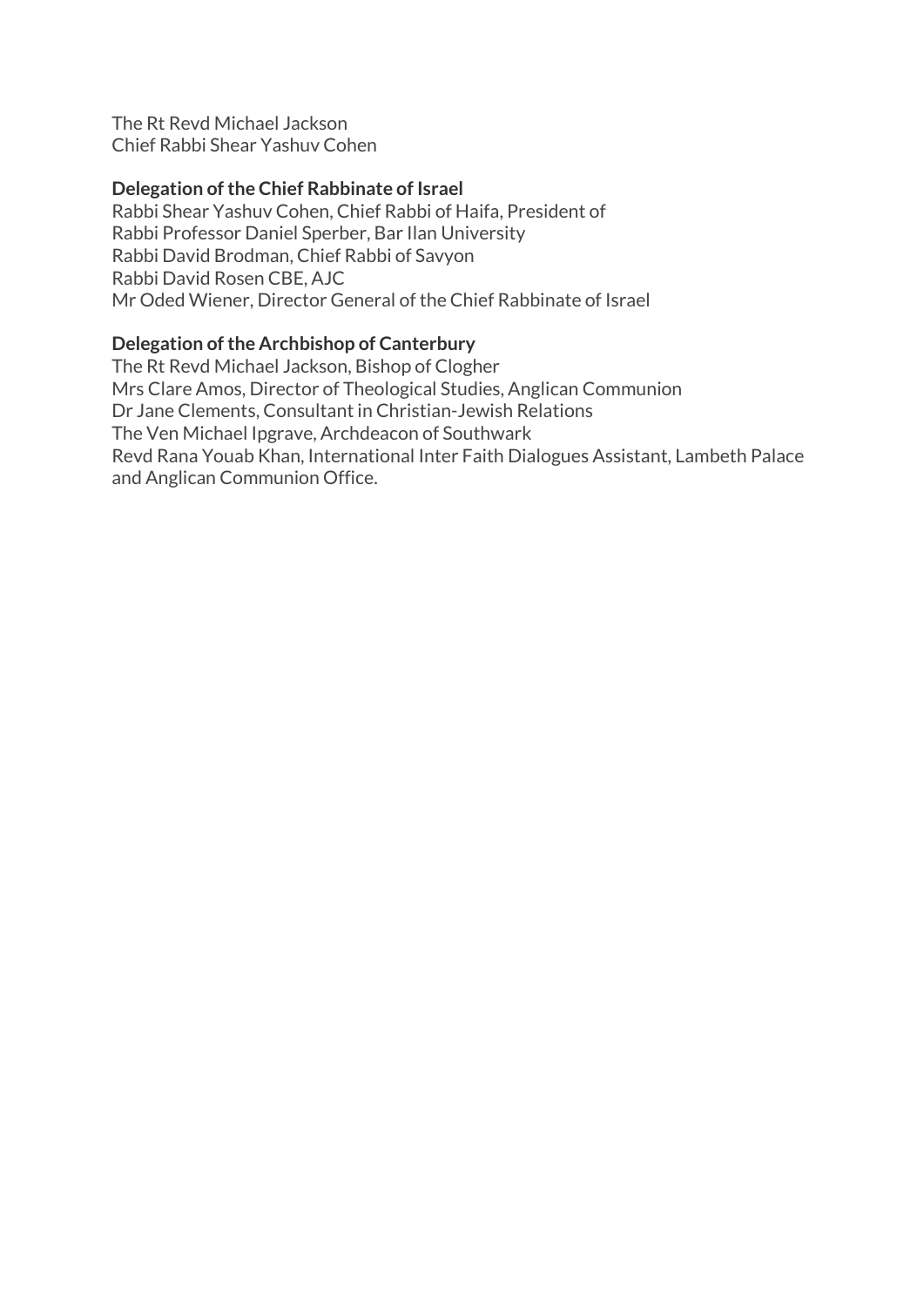The Rt Revd Michael Jackson
Chief Rabbi Shear Yashuv Cohen

**Delegation of the Chief Rabbinate of Israel**

Rabbi Shear Yashuv Cohen, Chief Rabbi of Haifa, President of
Rabbi Professor Daniel Sperber, Bar Ilan University
Rabbi David Brodman, Chief Rabbi of Savyon
Rabbi David Rosen CBE, AJC
Mr Oded Wiener, Director General of the Chief Rabbinate of Israel

**Delegation of the Archbishop of Canterbury**

The Rt Revd Michael Jackson, Bishop of Clogher
Mrs Clare Amos, Director of Theological Studies, Anglican Communion
Dr Jane Clements, Consultant in Christian-Jewish Relations
The Ven Michael Ipgrave, Archdeacon of Southwark
Revd Rana Youab Khan, International Inter Faith Dialogues Assistant, Lambeth Palace and Anglican Communion Office.